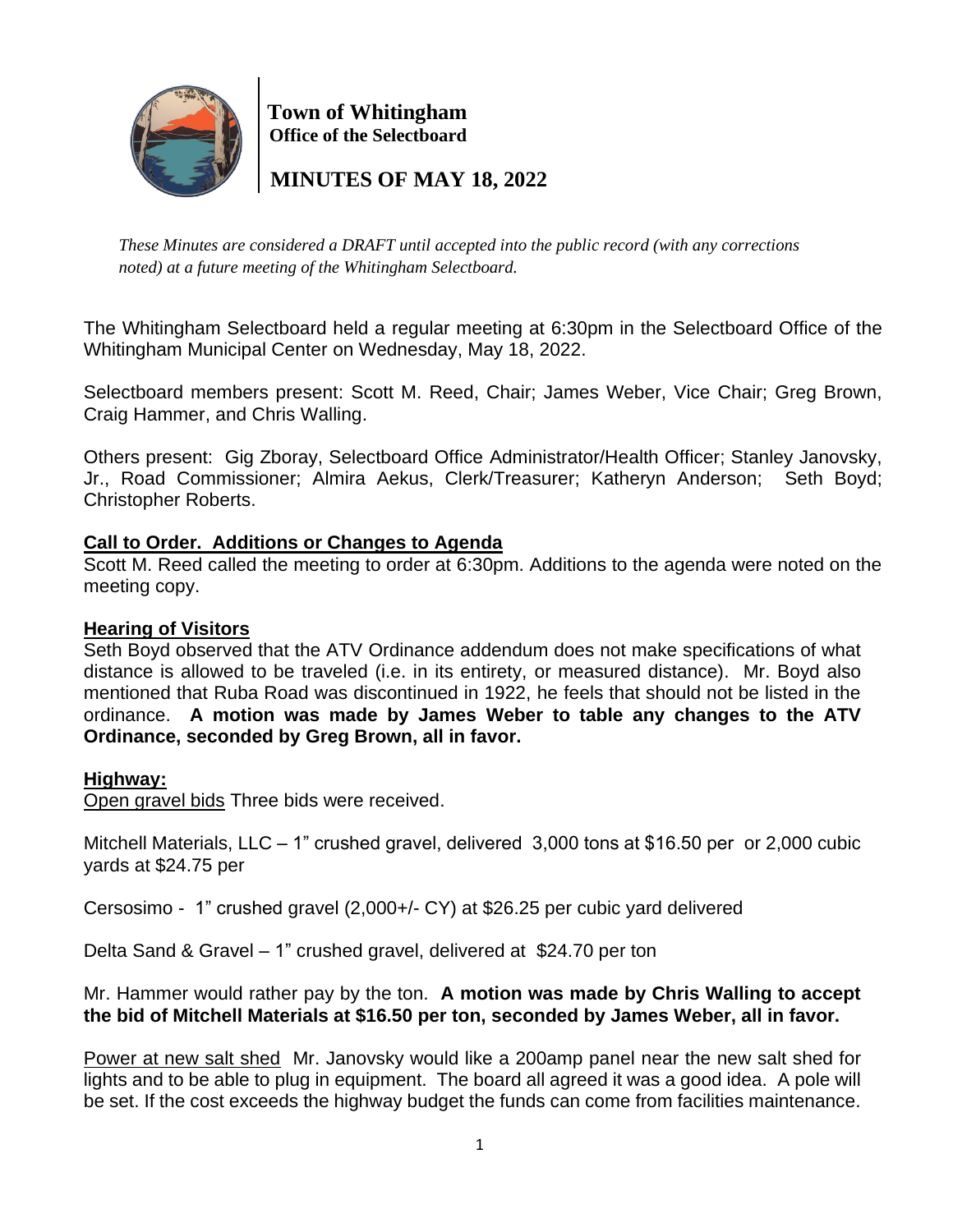**Town of Whitingham**
**Office of the Selectboard**

# MINUTES OF MAY 18, 2022

*These Minutes are considered a DRAFT until accepted into the public record (with any corrections noted) at a future meeting of the Whitingham Selectboard.*

The Whitingham Selectboard held a regular meeting at 6:30pm in the Selectboard Office of the Whitingham Municipal Center on Wednesday, May 18, 2022.

Selectboard members present: Scott M. Reed, Chair; James Weber, Vice Chair; Greg Brown, Craig Hammer, and Chris Walling.

Others present: Gig Zboray, Selectboard Office Administrator/Health Officer; Stanley Janovsky, Jr., Road Commissioner; Almira Aekus, Clerk/Treasurer; Katheryn Anderson; Seth Boyd; Christopher Roberts.

## Call to Order. Additions or Changes to Agenda

Scott M. Reed called the meeting to order at 6:30pm. Additions to the agenda were noted on the meeting copy.

## Hearing of Visitors

Seth Boyd observed that the ATV Ordinance addendum does not make specifications of what distance is allowed to be traveled (i.e. in its entirety, or measured distance). Mr. Boyd also mentioned that Ruba Road was discontinued in 1922, he feels that should not be listed in the ordinance. **A motion was made by James Weber to table any changes to the ATV Ordinance, seconded by Greg Brown, all in favor.**

## Highway:

Open gravel bids Three bids were received.

Mitchell Materials, LLC – 1" crushed gravel, delivered 3,000 tons at $16.50 per or 2,000 cubic yards at $24.75 per

Cersosimo - 1" crushed gravel (2,000+/- CY) at $26.25 per cubic yard delivered

Delta Sand & Gravel – 1" crushed gravel, delivered at $24.70 per ton

Mr. Hammer would rather pay by the ton. **A motion was made by Chris Walling to accept the bid of Mitchell Materials at $16.50 per ton, seconded by James Weber, all in favor.**

Power at new salt shed Mr. Janovsky would like a 200amp panel near the new salt shed for lights and to be able to plug in equipment. The board all agreed it was a good idea. A pole will be set. If the cost exceeds the highway budget the funds can come from facilities maintenance.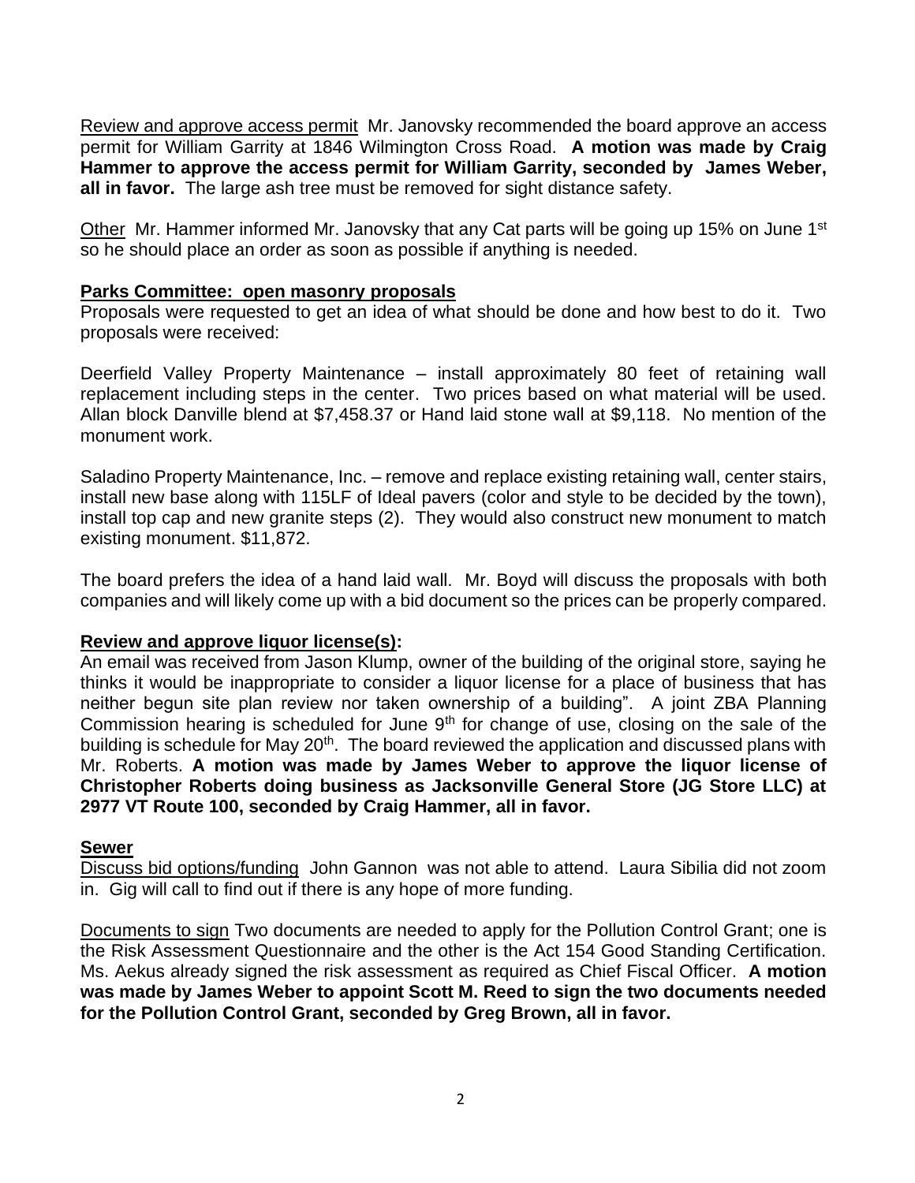Review and approve access permit Mr. Janovsky recommended the board approve an access permit for William Garrity at 1846 Wilmington Cross Road. **A motion was made by Craig Hammer to approve the access permit for William Garrity, seconded by James Weber, all in favor.** The large ash tree must be removed for sight distance safety.

Other Mr. Hammer informed Mr. Janovsky that any Cat parts will be going up 15% on June 1st so he should place an order as soon as possible if anything is needed.

**Parks Committee: open masonry proposals**

Proposals were requested to get an idea of what should be done and how best to do it. Two proposals were received:

Deerfield Valley Property Maintenance – install approximately 80 feet of retaining wall replacement including steps in the center. Two prices based on what material will be used. Allan block Danville blend at $7,458.37 or Hand laid stone wall at $9,118. No mention of the monument work.

Saladino Property Maintenance, Inc. – remove and replace existing retaining wall, center stairs, install new base along with 115LF of Ideal pavers (color and style to be decided by the town), install top cap and new granite steps (2). They would also construct new monument to match existing monument. $11,872.

The board prefers the idea of a hand laid wall. Mr. Boyd will discuss the proposals with both companies and will likely come up with a bid document so the prices can be properly compared.

**Review and approve liquor license(s):**

An email was received from Jason Klump, owner of the building of the original store, saying he thinks it would be inappropriate to consider a liquor license for a place of business that has neither begun site plan review nor taken ownership of a building". A joint ZBA Planning Commission hearing is scheduled for June 9th for change of use, closing on the sale of the building is schedule for May 20th. The board reviewed the application and discussed plans with Mr. Roberts. **A motion was made by James Weber to approve the liquor license of Christopher Roberts doing business as Jacksonville General Store (JG Store LLC) at 2977 VT Route 100, seconded by Craig Hammer, all in favor.**

**Sewer**

Discuss bid options/funding John Gannon was not able to attend. Laura Sibilia did not zoom in. Gig will call to find out if there is any hope of more funding.

Documents to sign Two documents are needed to apply for the Pollution Control Grant; one is the Risk Assessment Questionnaire and the other is the Act 154 Good Standing Certification. Ms. Aekus already signed the risk assessment as required as Chief Fiscal Officer. **A motion was made by James Weber to appoint Scott M. Reed to sign the two documents needed for the Pollution Control Grant, seconded by Greg Brown, all in favor.**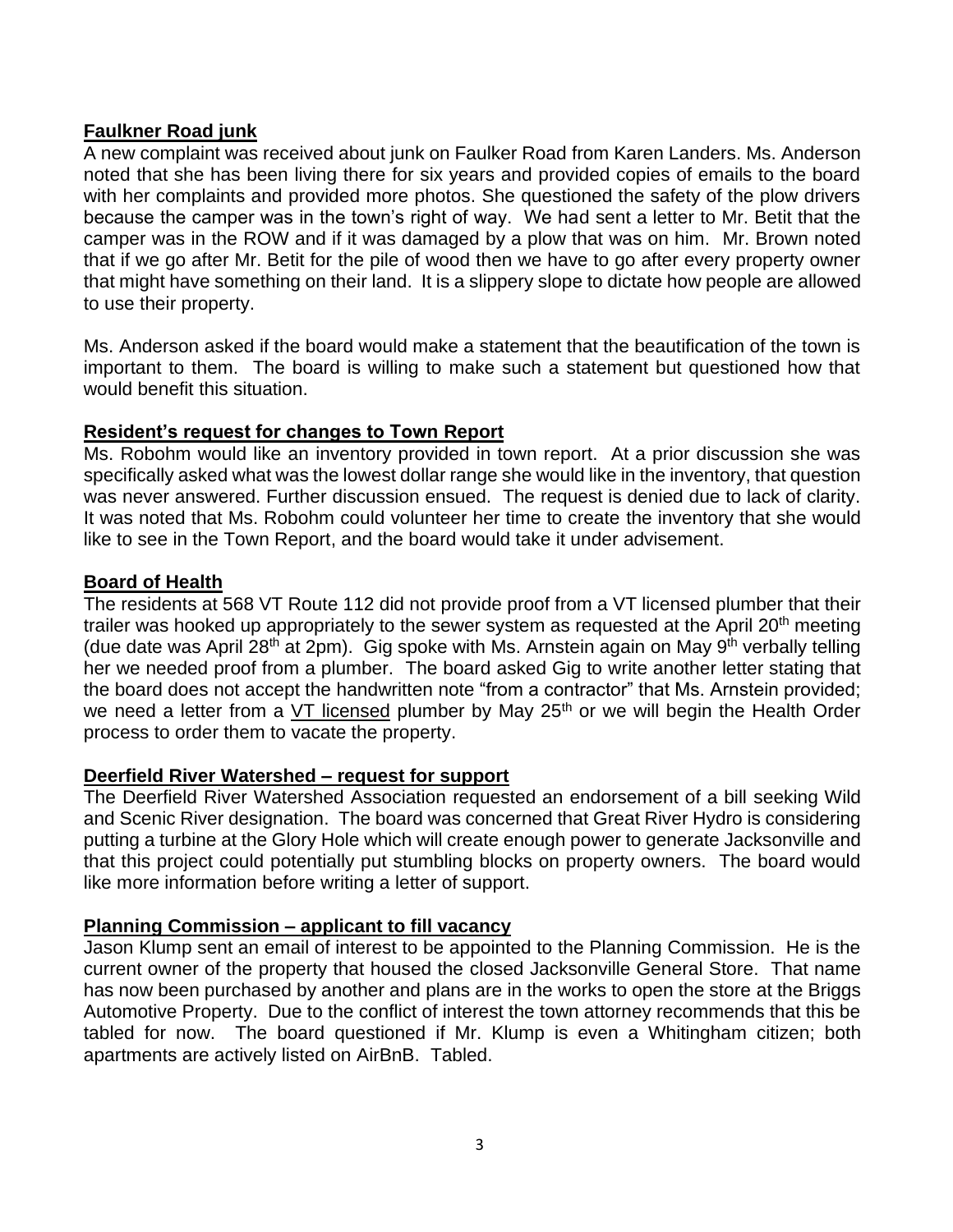**Faulkner Road junk**

A new complaint was received about junk on Faulker Road from Karen Landers. Ms. Anderson noted that she has been living there for six years and provided copies of emails to the board with her complaints and provided more photos. She questioned the safety of the plow drivers because the camper was in the town's right of way. We had sent a letter to Mr. Betit that the camper was in the ROW and if it was damaged by a plow that was on him. Mr. Brown noted that if we go after Mr. Betit for the pile of wood then we have to go after every property owner that might have something on their land. It is a slippery slope to dictate how people are allowed to use their property.

Ms. Anderson asked if the board would make a statement that the beautification of the town is important to them. The board is willing to make such a statement but questioned how that would benefit this situation.

**Resident's request for changes to Town Report**

Ms. Robohm would like an inventory provided in town report. At a prior discussion she was specifically asked what was the lowest dollar range she would like in the inventory, that question was never answered. Further discussion ensued. The request is denied due to lack of clarity. It was noted that Ms. Robohm could volunteer her time to create the inventory that she would like to see in the Town Report, and the board would take it under advisement.

**Board of Health**

The residents at 568 VT Route 112 did not provide proof from a VT licensed plumber that their trailer was hooked up appropriately to the sewer system as requested at the April 20th meeting (due date was April 28th at 2pm). Gig spoke with Ms. Arnstein again on May 9th verbally telling her we needed proof from a plumber. The board asked Gig to write another letter stating that the board does not accept the handwritten note "from a contractor" that Ms. Arnstein provided; we need a letter from a <u>VT licensed</u> plumber by May 25th or we will begin the Health Order process to order them to vacate the property.

**Deerfield River Watershed – request for support**

The Deerfield River Watershed Association requested an endorsement of a bill seeking Wild and Scenic River designation. The board was concerned that Great River Hydro is considering putting a turbine at the Glory Hole which will create enough power to generate Jacksonville and that this project could potentially put stumbling blocks on property owners. The board would like more information before writing a letter of support.

**Planning Commission – applicant to fill vacancy**

Jason Klump sent an email of interest to be appointed to the Planning Commission. He is the current owner of the property that housed the closed Jacksonville General Store. That name has now been purchased by another and plans are in the works to open the store at the Briggs Automotive Property. Due to the conflict of interest the town attorney recommends that this be tabled for now. The board questioned if Mr. Klump is even a Whitingham citizen; both apartments are actively listed on AirBnB. Tabled.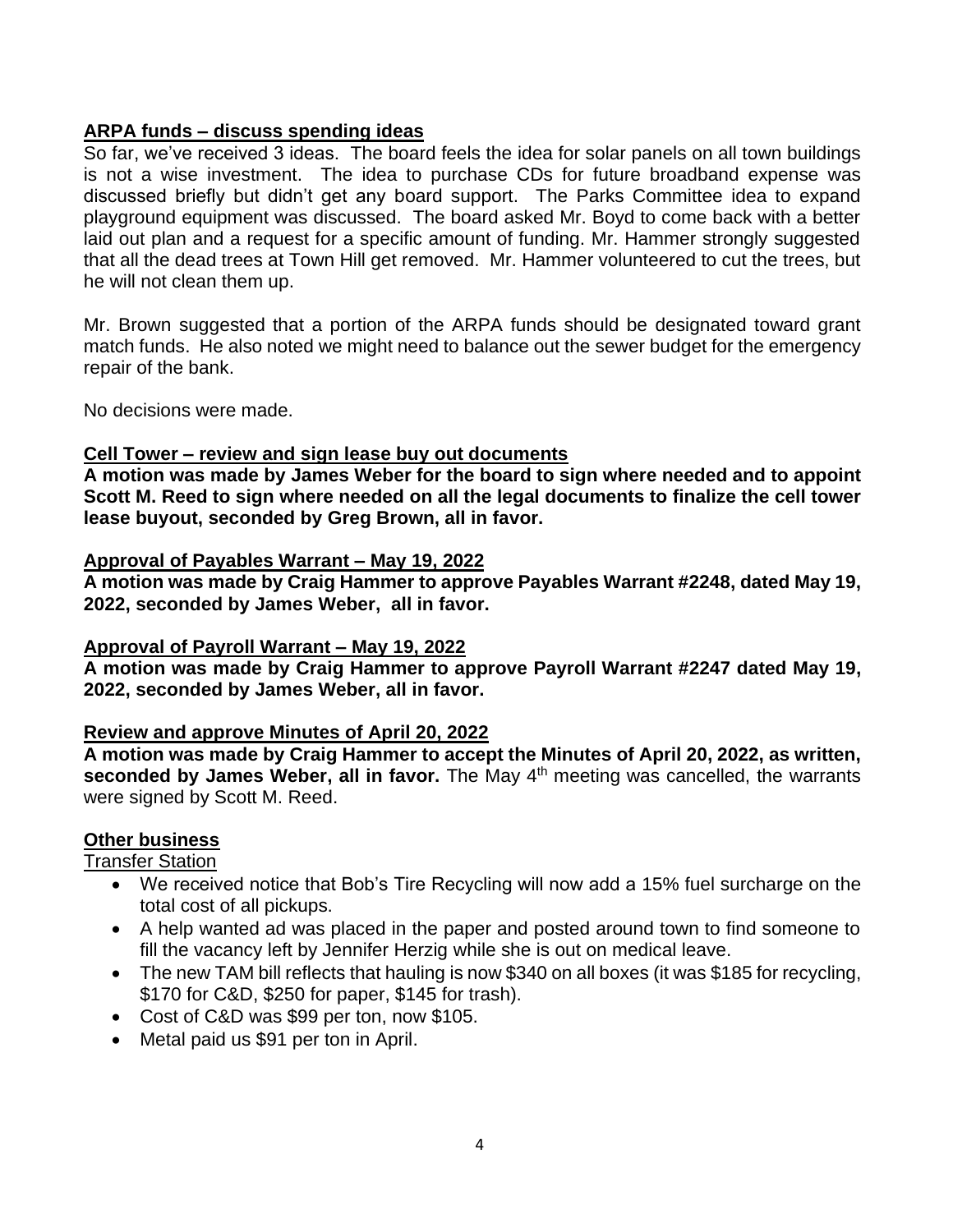**ARPA funds – discuss spending ideas**

So far, we've received 3 ideas. The board feels the idea for solar panels on all town buildings is not a wise investment. The idea to purchase CDs for future broadband expense was discussed briefly but didn't get any board support. The Parks Committee idea to expand playground equipment was discussed. The board asked Mr. Boyd to come back with a better laid out plan and a request for a specific amount of funding. Mr. Hammer strongly suggested that all the dead trees at Town Hill get removed. Mr. Hammer volunteered to cut the trees, but he will not clean them up.

Mr. Brown suggested that a portion of the ARPA funds should be designated toward grant match funds. He also noted we might need to balance out the sewer budget for the emergency repair of the bank.

No decisions were made.

**Cell Tower – review and sign lease buy out documents**

**A motion was made by James Weber for the board to sign where needed and to appoint Scott M. Reed to sign where needed on all the legal documents to finalize the cell tower lease buyout, seconded by Greg Brown, all in favor.**

**Approval of Payables Warrant – May 19, 2022**

**A motion was made by Craig Hammer to approve Payables Warrant #2248, dated May 19, 2022, seconded by James Weber, all in favor.**

**Approval of Payroll Warrant – May 19, 2022**

**A motion was made by Craig Hammer to approve Payroll Warrant #2247 dated May 19, 2022, seconded by James Weber, all in favor.**

**Review and approve Minutes of April 20, 2022**

**A motion was made by Craig Hammer to accept the Minutes of April 20, 2022, as written, seconded by James Weber, all in favor.** The May 4th meeting was cancelled, the warrants were signed by Scott M. Reed.

**Other business**

Transfer Station

- We received notice that Bob's Tire Recycling will now add a 15% fuel surcharge on the total cost of all pickups.
- A help wanted ad was placed in the paper and posted around town to find someone to fill the vacancy left by Jennifer Herzig while she is out on medical leave.
- The new TAM bill reflects that hauling is now $340 on all boxes (it was $185 for recycling, $170 for C&D, $250 for paper, $145 for trash).
- Cost of C&D was $99 per ton, now $105.
- Metal paid us $91 per ton in April.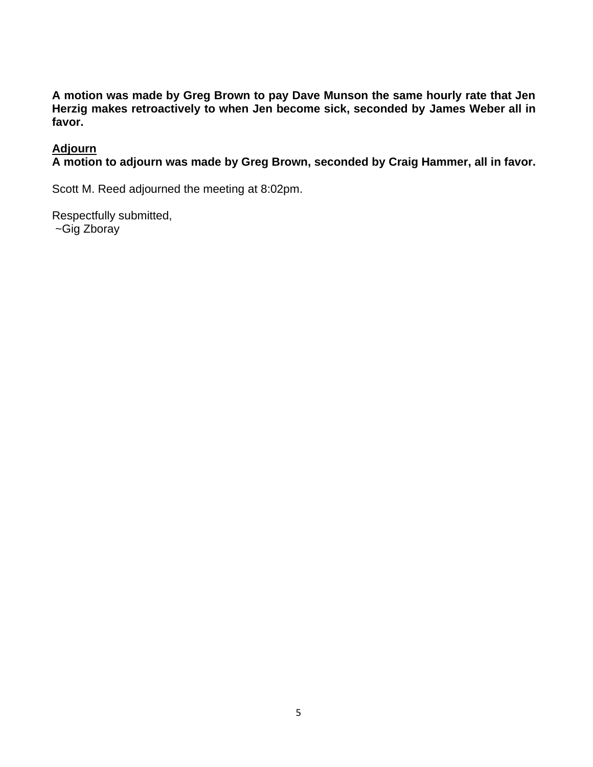**A motion was made by Greg Brown to pay Dave Munson the same hourly rate that Jen Herzig makes retroactively to when Jen become sick, seconded by James Weber all in favor.**

**<u>Adjourn</u>**

**A motion to adjourn was made by Greg Brown, seconded by Craig Hammer, all in favor.**

Scott M. Reed adjourned the meeting at 8:02pm.

Respectfully submitted,
~Gig Zboray